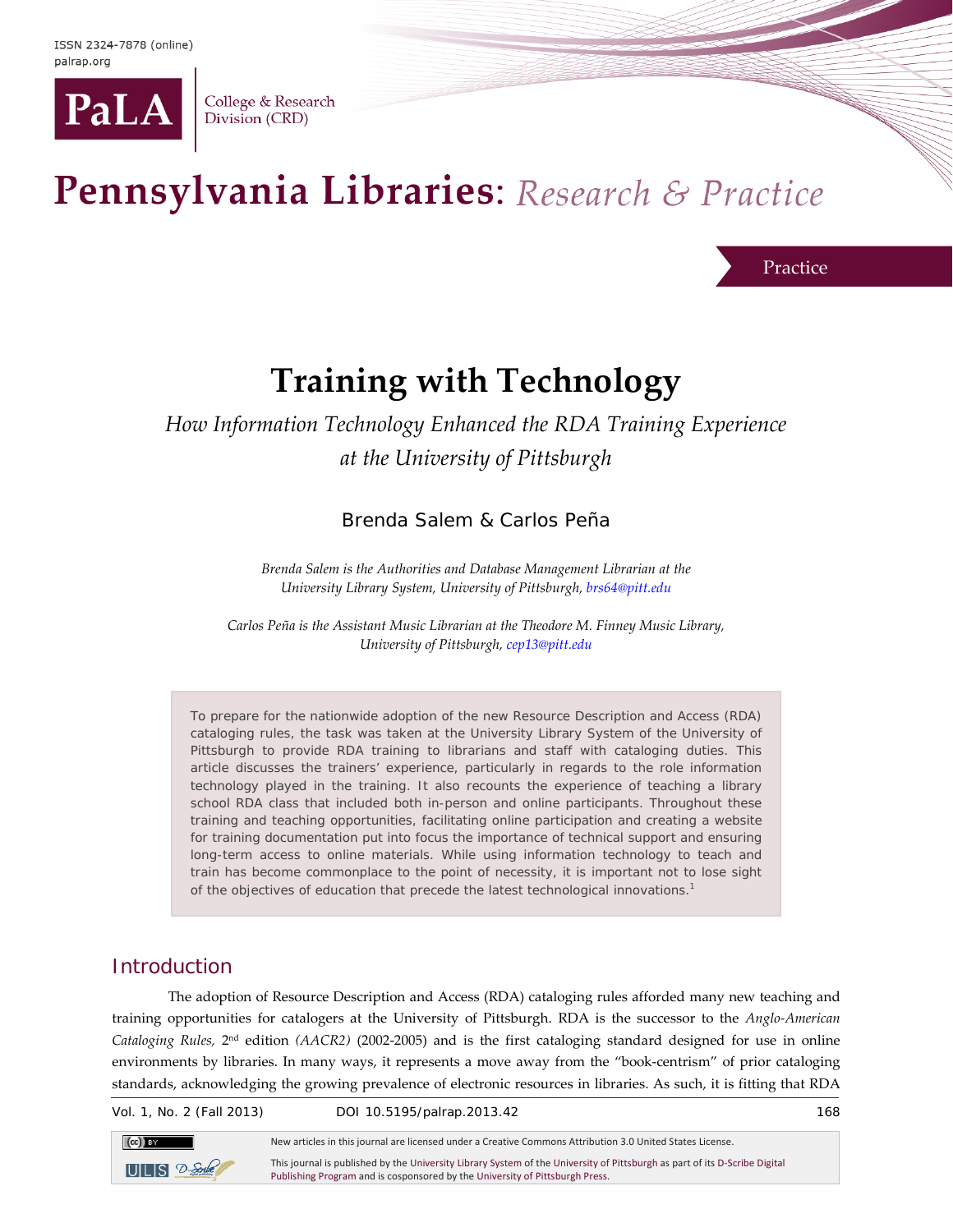ISSN 2324-7878 (online)
palrap.org

PaLA College & Research Division (CRD)

# Pennsylvania Libraries: *Research & Practice*

Practice

# Training with Technology

## *How Information Technology Enhanced the RDA Training Experience at the University of Pittsburgh*

Brenda Salem & Carlos Peña

*Brenda Salem is the Authorities and Database Management Librarian at the University Library System, University of Pittsburgh, brs64@pitt.edu*

*Carlos Peña is the Assistant Music Librarian at the Theodore M. Finney Music Library, University of Pittsburgh, cep13@pitt.edu*

To prepare for the nationwide adoption of the new Resource Description and Access (RDA) cataloging rules, the task was taken at the University Library System of the University of Pittsburgh to provide RDA training to librarians and staff with cataloging duties. This article discusses the trainers' experience, particularly in regards to the role information technology played in the training. It also recounts the experience of teaching a library school RDA class that included both in-person and online participants. Throughout these training and teaching opportunities, facilitating online participation and creating a website for training documentation put into focus the importance of technical support and ensuring long-term access to online materials. While using information technology to teach and train has become commonplace to the point of necessity, it is important not to lose sight of the objectives of education that precede the latest technological innovations.[1]

## Introduction

The adoption of Resource Description and Access (RDA) cataloging rules afforded many new teaching and training opportunities for catalogers at the University of Pittsburgh. RDA is the successor to the *Anglo-American Cataloging Rules,* 2nd edition *(AACR2)* (2002-2005) and is the first cataloging standard designed for use in online environments by libraries. In many ways, it represents a move away from the "book-centrism" of prior cataloging standards, acknowledging the growing prevalence of electronic resources in libraries. As such, it is fitting that RDA

New articles in this journal are licensed under a Creative Commons Attribution 3.0 United States License.

This journal is published by the University Library System of the University of Pittsburgh as part of its D-Scribe Digital Publishing Program and is cosponsored by the University of Pittsburgh Press.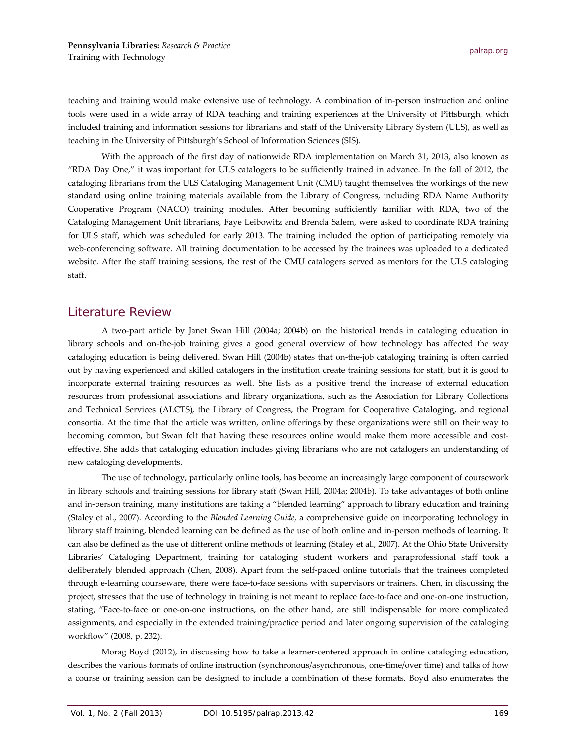teaching and training would make extensive use of technology. A combination of in-person instruction and online tools were used in a wide array of RDA teaching and training experiences at the University of Pittsburgh, which included training and information sessions for librarians and staff of the University Library System (ULS), as well as teaching in the University of Pittsburgh's School of Information Sciences (SIS).

With the approach of the first day of nationwide RDA implementation on March 31, 2013, also known as "RDA Day One," it was important for ULS catalogers to be sufficiently trained in advance. In the fall of 2012, the cataloging librarians from the ULS Cataloging Management Unit (CMU) taught themselves the workings of the new standard using online training materials available from the Library of Congress, including RDA Name Authority Cooperative Program (NACO) training modules. After becoming sufficiently familiar with RDA, two of the Cataloging Management Unit librarians, Faye Leibowitz and Brenda Salem, were asked to coordinate RDA training for ULS staff, which was scheduled for early 2013. The training included the option of participating remotely via web-conferencing software. All training documentation to be accessed by the trainees was uploaded to a dedicated website. After the staff training sessions, the rest of the CMU catalogers served as mentors for the ULS cataloging staff.

## Literature Review

A two-part article by Janet Swan Hill (2004a; 2004b) on the historical trends in cataloging education in library schools and on-the-job training gives a good general overview of how technology has affected the way cataloging education is being delivered. Swan Hill (2004b) states that on-the-job cataloging training is often carried out by having experienced and skilled catalogers in the institution create training sessions for staff, but it is good to incorporate external training resources as well. She lists as a positive trend the increase of external education resources from professional associations and library organizations, such as the Association for Library Collections and Technical Services (ALCTS), the Library of Congress, the Program for Cooperative Cataloging, and regional consortia. At the time that the article was written, online offerings by these organizations were still on their way to becoming common, but Swan felt that having these resources online would make them more accessible and cost-effective. She adds that cataloging education includes giving librarians who are not catalogers an understanding of new cataloging developments.

The use of technology, particularly online tools, has become an increasingly large component of coursework in library schools and training sessions for library staff (Swan Hill, 2004a; 2004b). To take advantages of both online and in-person training, many institutions are taking a "blended learning" approach to library education and training (Staley et al., 2007). According to the *Blended Learning Guide,* a comprehensive guide on incorporating technology in library staff training, blended learning can be defined as the use of both online and in-person methods of learning. It can also be defined as the use of different online methods of learning (Staley et al., 2007). At the Ohio State University Libraries' Cataloging Department, training for cataloging student workers and paraprofessional staff took a deliberately blended approach (Chen, 2008). Apart from the self-paced online tutorials that the trainees completed through e-learning courseware, there were face-to-face sessions with supervisors or trainers. Chen, in discussing the project, stresses that the use of technology in training is not meant to replace face-to-face and one-on-one instruction, stating, "Face-to-face or one-on-one instructions, on the other hand, are still indispensable for more complicated assignments, and especially in the extended training/practice period and later ongoing supervision of the cataloging workflow" (2008, p. 232).

Morag Boyd (2012), in discussing how to take a learner-centered approach in online cataloging education, describes the various formats of online instruction (synchronous/asynchronous, one-time/over time) and talks of how a course or training session can be designed to include a combination of these formats. Boyd also enumerates the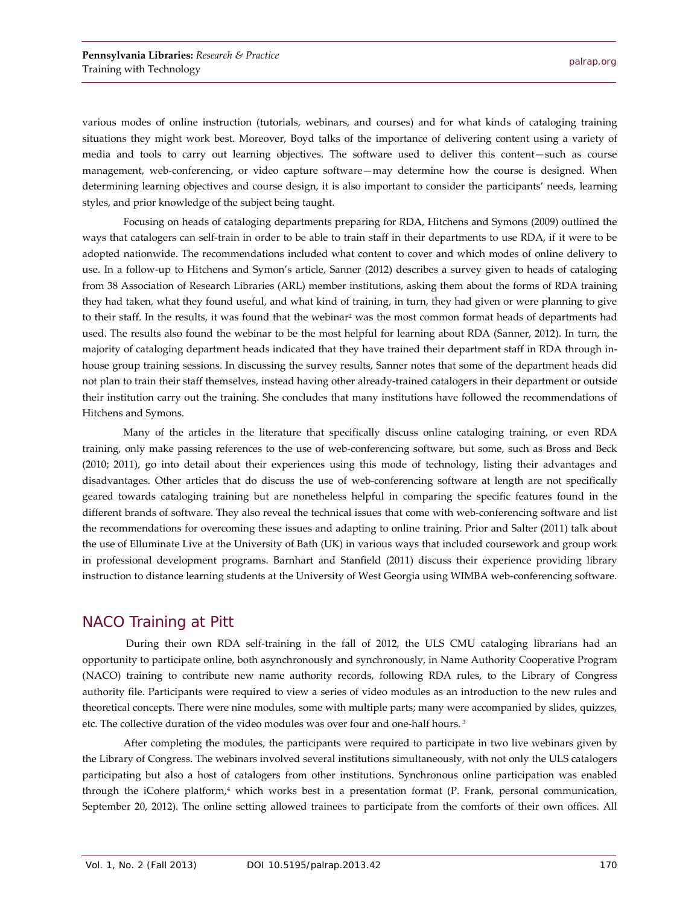various modes of online instruction (tutorials, webinars, and courses) and for what kinds of cataloging training situations they might work best. Moreover, Boyd talks of the importance of delivering content using a variety of media and tools to carry out learning objectives. The software used to deliver this content—such as course management, web-conferencing, or video capture software—may determine how the course is designed. When determining learning objectives and course design, it is also important to consider the participants' needs, learning styles, and prior knowledge of the subject being taught.

Focusing on heads of cataloging departments preparing for RDA, Hitchens and Symons (2009) outlined the ways that catalogers can self-train in order to be able to train staff in their departments to use RDA, if it were to be adopted nationwide. The recommendations included what content to cover and which modes of online delivery to use. In a follow-up to Hitchens and Symon's article, Sanner (2012) describes a survey given to heads of cataloging from 38 Association of Research Libraries (ARL) member institutions, asking them about the forms of RDA training they had taken, what they found useful, and what kind of training, in turn, they had given or were planning to give to their staff. In the results, it was found that the webinar[2] was the most common format heads of departments had used. The results also found the webinar to be the most helpful for learning about RDA (Sanner, 2012). In turn, the majority of cataloging department heads indicated that they have trained their department staff in RDA through in-house group training sessions. In discussing the survey results, Sanner notes that some of the department heads did not plan to train their staff themselves, instead having other already-trained catalogers in their department or outside their institution carry out the training. She concludes that many institutions have followed the recommendations of Hitchens and Symons.

Many of the articles in the literature that specifically discuss online cataloging training, or even RDA training, only make passing references to the use of web-conferencing software, but some, such as Bross and Beck (2010; 2011), go into detail about their experiences using this mode of technology, listing their advantages and disadvantages. Other articles that do discuss the use of web-conferencing software at length are not specifically geared towards cataloging training but are nonetheless helpful in comparing the specific features found in the different brands of software. They also reveal the technical issues that come with web-conferencing software and list the recommendations for overcoming these issues and adapting to online training. Prior and Salter (2011) talk about the use of Elluminate Live at the University of Bath (UK) in various ways that included coursework and group work in professional development programs. Barnhart and Stanfield (2011) discuss their experience providing library instruction to distance learning students at the University of West Georgia using WIMBA web-conferencing software.

## NACO Training at Pitt

During their own RDA self-training in the fall of 2012, the ULS CMU cataloging librarians had an opportunity to participate online, both asynchronously and synchronously, in Name Authority Cooperative Program (NACO) training to contribute new name authority records, following RDA rules, to the Library of Congress authority file. Participants were required to view a series of video modules as an introduction to the new rules and theoretical concepts. There were nine modules, some with multiple parts; many were accompanied by slides, quizzes, etc. The collective duration of the video modules was over four and one-half hours.[3]

After completing the modules, the participants were required to participate in two live webinars given by the Library of Congress. The webinars involved several institutions simultaneously, with not only the ULS catalogers participating but also a host of catalogers from other institutions. Synchronous online participation was enabled through the iCohere platform,[4] which works best in a presentation format (P. Frank, personal communication, September 20, 2012). The online setting allowed trainees to participate from the comforts of their own offices. All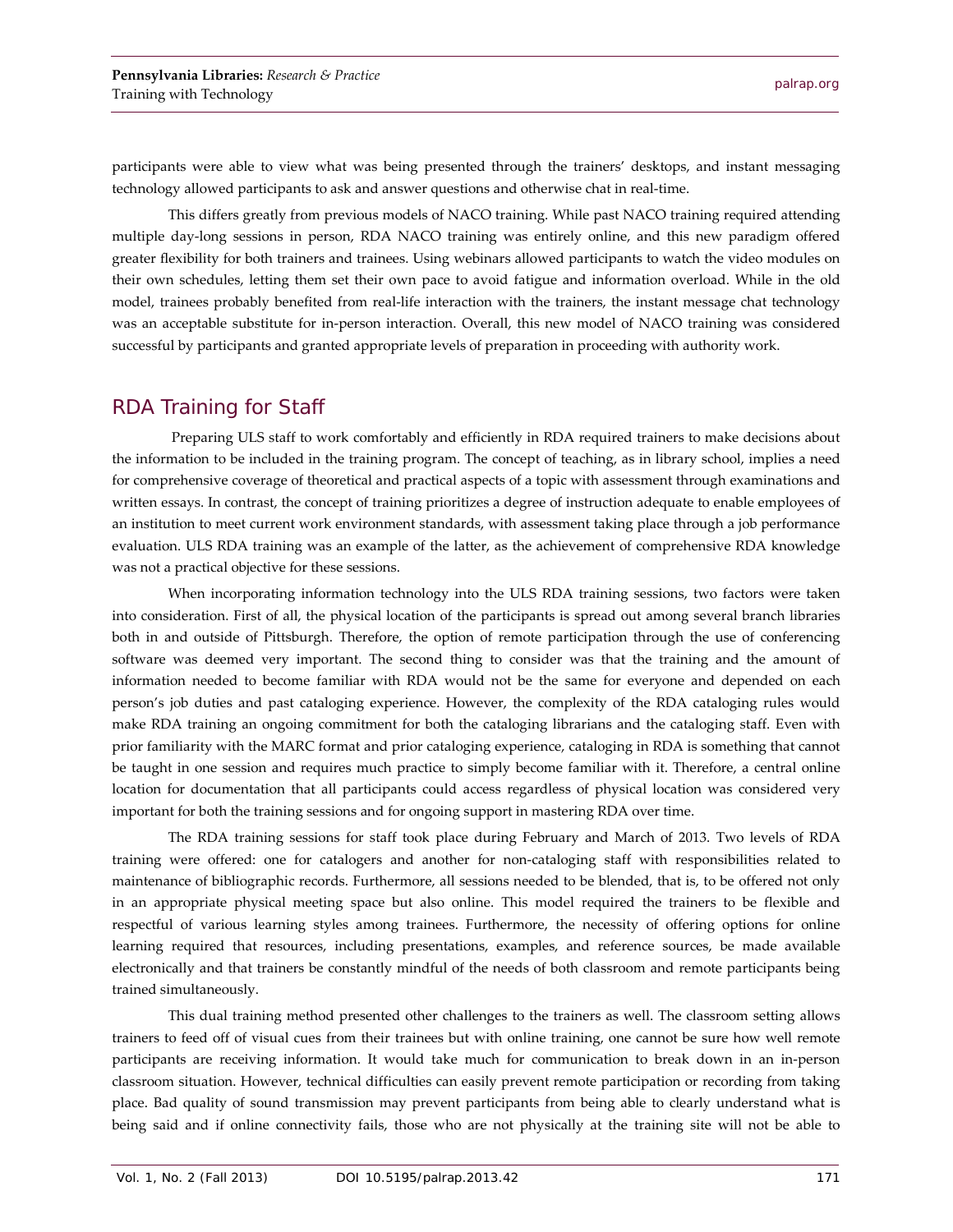participants were able to view what was being presented through the trainers' desktops, and instant messaging technology allowed participants to ask and answer questions and otherwise chat in real-time.

This differs greatly from previous models of NACO training. While past NACO training required attending multiple day-long sessions in person, RDA NACO training was entirely online, and this new paradigm offered greater flexibility for both trainers and trainees. Using webinars allowed participants to watch the video modules on their own schedules, letting them set their own pace to avoid fatigue and information overload. While in the old model, trainees probably benefited from real-life interaction with the trainers, the instant message chat technology was an acceptable substitute for in-person interaction. Overall, this new model of NACO training was considered successful by participants and granted appropriate levels of preparation in proceeding with authority work.

## RDA Training for Staff

Preparing ULS staff to work comfortably and efficiently in RDA required trainers to make decisions about the information to be included in the training program. The concept of teaching, as in library school, implies a need for comprehensive coverage of theoretical and practical aspects of a topic with assessment through examinations and written essays. In contrast, the concept of training prioritizes a degree of instruction adequate to enable employees of an institution to meet current work environment standards, with assessment taking place through a job performance evaluation. ULS RDA training was an example of the latter, as the achievement of comprehensive RDA knowledge was not a practical objective for these sessions.

When incorporating information technology into the ULS RDA training sessions, two factors were taken into consideration. First of all, the physical location of the participants is spread out among several branch libraries both in and outside of Pittsburgh. Therefore, the option of remote participation through the use of conferencing software was deemed very important. The second thing to consider was that the training and the amount of information needed to become familiar with RDA would not be the same for everyone and depended on each person's job duties and past cataloging experience. However, the complexity of the RDA cataloging rules would make RDA training an ongoing commitment for both the cataloging librarians and the cataloging staff. Even with prior familiarity with the MARC format and prior cataloging experience, cataloging in RDA is something that cannot be taught in one session and requires much practice to simply become familiar with it. Therefore, a central online location for documentation that all participants could access regardless of physical location was considered very important for both the training sessions and for ongoing support in mastering RDA over time.

The RDA training sessions for staff took place during February and March of 2013. Two levels of RDA training were offered: one for catalogers and another for non-cataloging staff with responsibilities related to maintenance of bibliographic records. Furthermore, all sessions needed to be blended, that is, to be offered not only in an appropriate physical meeting space but also online. This model required the trainers to be flexible and respectful of various learning styles among trainees. Furthermore, the necessity of offering options for online learning required that resources, including presentations, examples, and reference sources, be made available electronically and that trainers be constantly mindful of the needs of both classroom and remote participants being trained simultaneously.

This dual training method presented other challenges to the trainers as well. The classroom setting allows trainers to feed off of visual cues from their trainees but with online training, one cannot be sure how well remote participants are receiving information. It would take much for communication to break down in an in-person classroom situation. However, technical difficulties can easily prevent remote participation or recording from taking place. Bad quality of sound transmission may prevent participants from being able to clearly understand what is being said and if online connectivity fails, those who are not physically at the training site will not be able to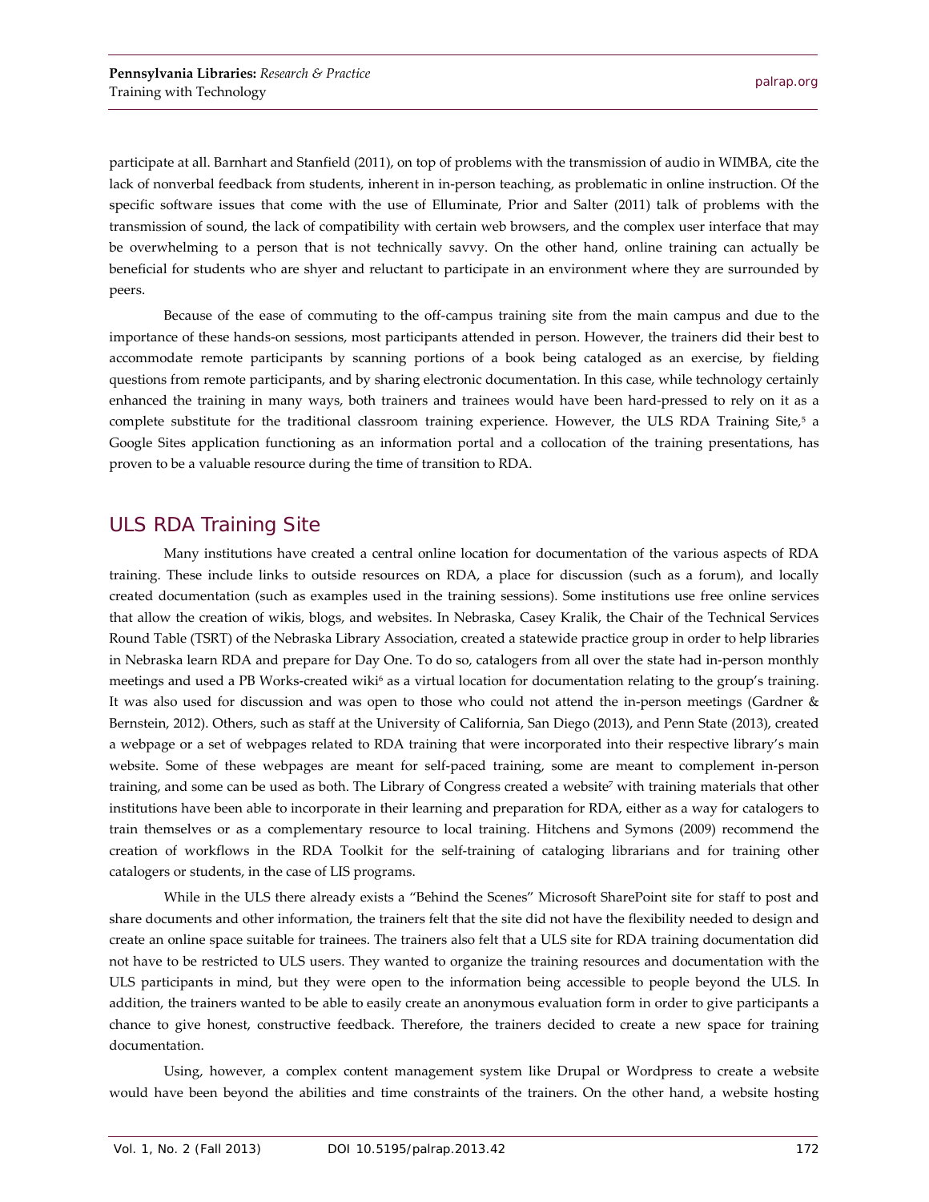participate at all. Barnhart and Stanfield (2011), on top of problems with the transmission of audio in WIMBA, cite the lack of nonverbal feedback from students, inherent in in-person teaching, as problematic in online instruction. Of the specific software issues that come with the use of Elluminate, Prior and Salter (2011) talk of problems with the transmission of sound, the lack of compatibility with certain web browsers, and the complex user interface that may be overwhelming to a person that is not technically savvy. On the other hand, online training can actually be beneficial for students who are shyer and reluctant to participate in an environment where they are surrounded by peers.

Because of the ease of commuting to the off-campus training site from the main campus and due to the importance of these hands-on sessions, most participants attended in person. However, the trainers did their best to accommodate remote participants by scanning portions of a book being cataloged as an exercise, by fielding questions from remote participants, and by sharing electronic documentation. In this case, while technology certainly enhanced the training in many ways, both trainers and trainees would have been hard-pressed to rely on it as a complete substitute for the traditional classroom training experience. However, the ULS RDA Training Site,[5] a Google Sites application functioning as an information portal and a collocation of the training presentations, has proven to be a valuable resource during the time of transition to RDA.

## ULS RDA Training Site

Many institutions have created a central online location for documentation of the various aspects of RDA training. These include links to outside resources on RDA, a place for discussion (such as a forum), and locally created documentation (such as examples used in the training sessions). Some institutions use free online services that allow the creation of wikis, blogs, and websites. In Nebraska, Casey Kralik, the Chair of the Technical Services Round Table (TSRT) of the Nebraska Library Association, created a statewide practice group in order to help libraries in Nebraska learn RDA and prepare for Day One. To do so, catalogers from all over the state had in-person monthly meetings and used a PB Works-created wiki[6] as a virtual location for documentation relating to the group's training. It was also used for discussion and was open to those who could not attend the in-person meetings (Gardner & Bernstein, 2012). Others, such as staff at the University of California, San Diego (2013), and Penn State (2013), created a webpage or a set of webpages related to RDA training that were incorporated into their respective library's main website. Some of these webpages are meant for self-paced training, some are meant to complement in-person training, and some can be used as both. The Library of Congress created a website[7] with training materials that other institutions have been able to incorporate in their learning and preparation for RDA, either as a way for catalogers to train themselves or as a complementary resource to local training. Hitchens and Symons (2009) recommend the creation of workflows in the RDA Toolkit for the self-training of cataloging librarians and for training other catalogers or students, in the case of LIS programs.

While in the ULS there already exists a "Behind the Scenes" Microsoft SharePoint site for staff to post and share documents and other information, the trainers felt that the site did not have the flexibility needed to design and create an online space suitable for trainees. The trainers also felt that a ULS site for RDA training documentation did not have to be restricted to ULS users. They wanted to organize the training resources and documentation with the ULS participants in mind, but they were open to the information being accessible to people beyond the ULS. In addition, the trainers wanted to be able to easily create an anonymous evaluation form in order to give participants a chance to give honest, constructive feedback. Therefore, the trainers decided to create a new space for training documentation.

Using, however, a complex content management system like Drupal or Wordpress to create a website would have been beyond the abilities and time constraints of the trainers. On the other hand, a website hosting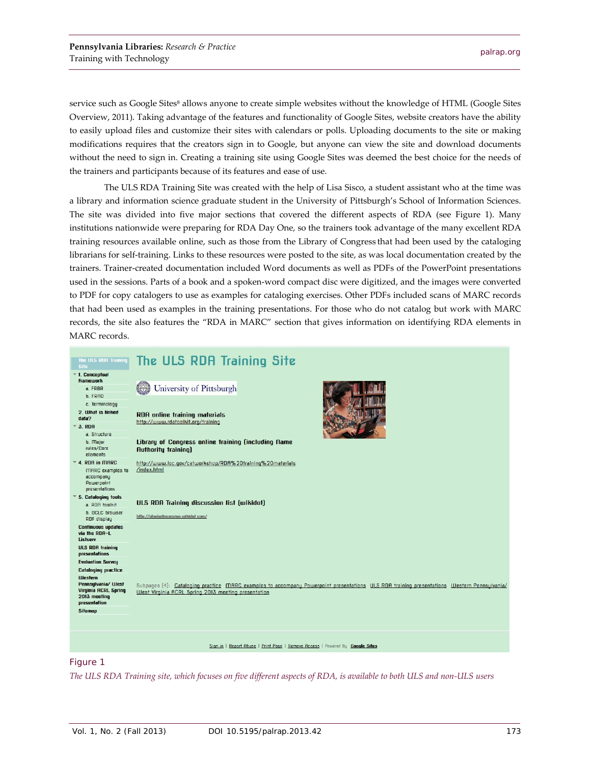service such as Google Sites[8] allows anyone to create simple websites without the knowledge of HTML (Google Sites Overview, 2011). Taking advantage of the features and functionality of Google Sites, website creators have the ability to easily upload files and customize their sites with calendars or polls. Uploading documents to the site or making modifications requires that the creators sign in to Google, but anyone can view the site and download documents without the need to sign in. Creating a training site using Google Sites was deemed the best choice for the needs of the trainers and participants because of its features and ease of use.

The ULS RDA Training Site was created with the help of Lisa Sisco, a student assistant who at the time was a library and information science graduate student in the University of Pittsburgh's School of Information Sciences. The site was divided into five major sections that covered the different aspects of RDA (see Figure 1). Many institutions nationwide were preparing for RDA Day One, so the trainers took advantage of the many excellent RDA training resources available online, such as those from the Library of Congress that had been used by the cataloging librarians for self-training. Links to these resources were posted to the site, as was local documentation created by the trainers. Trainer-created documentation included Word documents as well as PDFs of the PowerPoint presentations used in the sessions. Parts of a book and a spoken-word compact disc were digitized, and the images were converted to PDF for copy catalogers to use as examples for cataloging exercises. Other PDFs included scans of MARC records that had been used as examples in the training presentations. For those who do not catalog but work with MARC records, the site also features the "RDA in MARC" section that gives information on identifying RDA elements in MARC records.

Figure 1

*The ULS RDA Training site, which focuses on five different aspects of RDA, is available to both ULS and non-ULS users*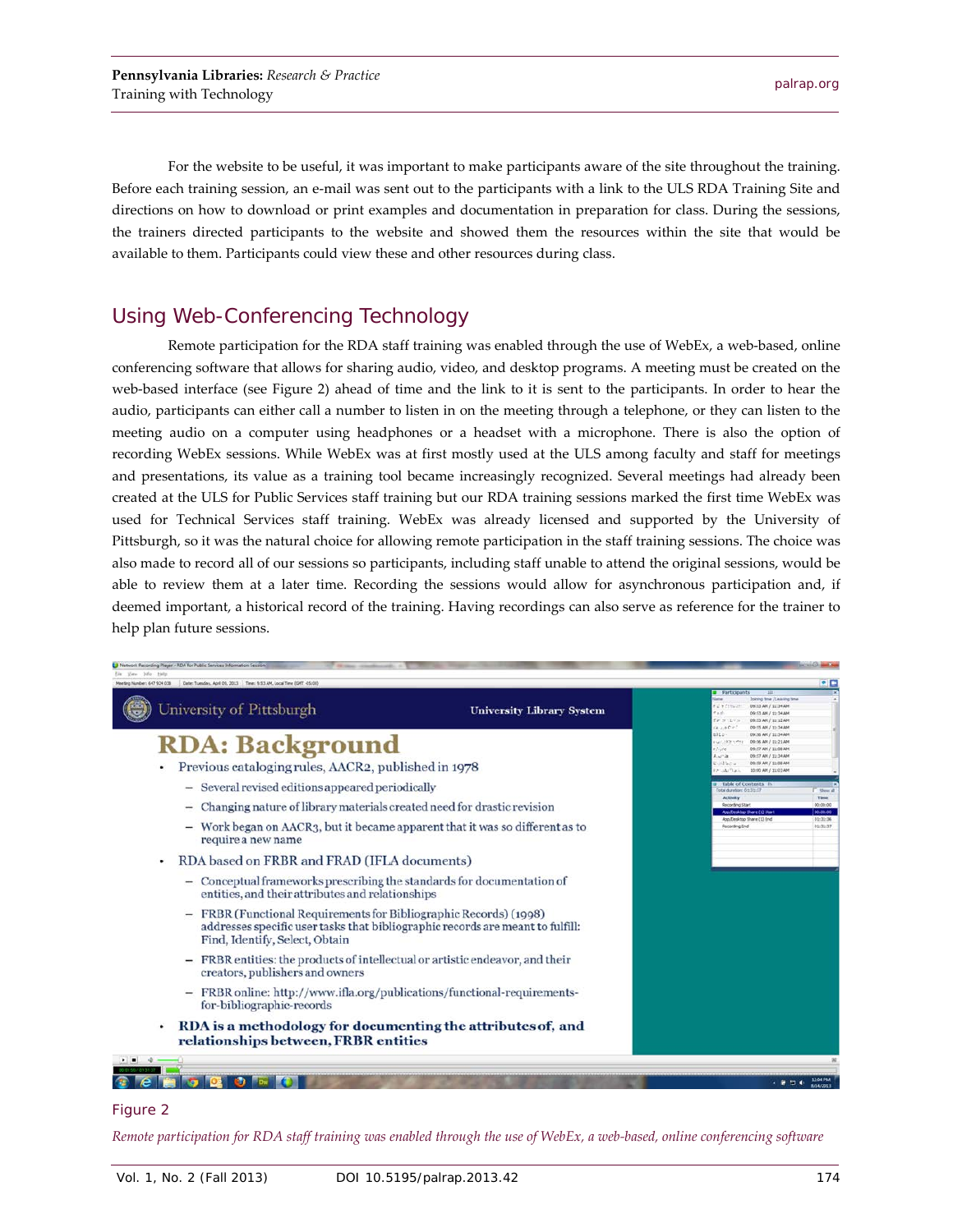For the website to be useful, it was important to make participants aware of the site throughout the training. Before each training session, an e-mail was sent out to the participants with a link to the ULS RDA Training Site and directions on how to download or print examples and documentation in preparation for class. During the sessions, the trainers directed participants to the website and showed them the resources within the site that would be available to them. Participants could view these and other resources during class.

## Using Web-Conferencing Technology

Remote participation for the RDA staff training was enabled through the use of WebEx, a web-based, online conferencing software that allows for sharing audio, video, and desktop programs. A meeting must be created on the web-based interface (see Figure 2) ahead of time and the link to it is sent to the participants. In order to hear the audio, participants can either call a number to listen in on the meeting through a telephone, or they can listen to the meeting audio on a computer using headphones or a headset with a microphone. There is also the option of recording WebEx sessions. While WebEx was at first mostly used at the ULS among faculty and staff for meetings and presentations, its value as a training tool became increasingly recognized. Several meetings had already been created at the ULS for Public Services staff training but our RDA training sessions marked the first time WebEx was used for Technical Services staff training. WebEx was already licensed and supported by the University of Pittsburgh, so it was the natural choice for allowing remote participation in the staff training sessions. The choice was also made to record all of our sessions so participants, including staff unable to attend the original sessions, would be able to review them at a later time. Recording the sessions would allow for asynchronous participation and, if deemed important, a historical record of the training. Having recordings can also serve as reference for the trainer to help plan future sessions.

Figure 2

*Remote participation for RDA staff training was enabled through the use of WebEx, a web-based, online conferencing software*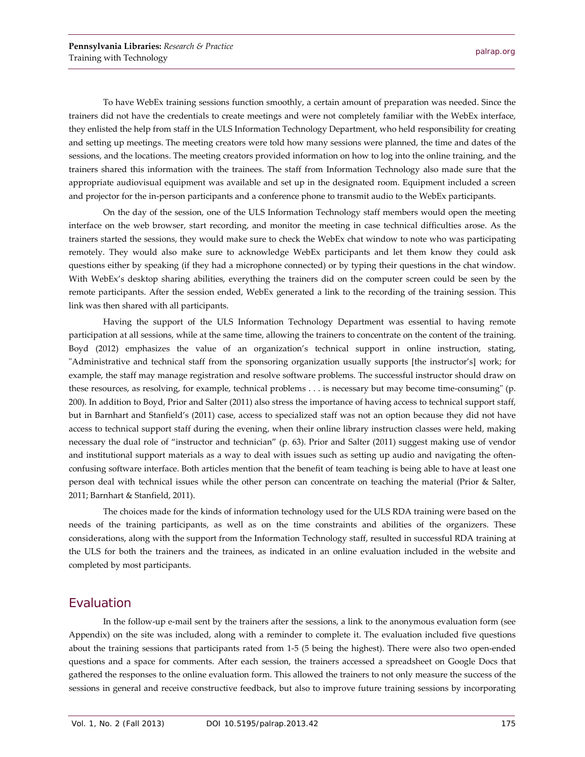To have WebEx training sessions function smoothly, a certain amount of preparation was needed. Since the trainers did not have the credentials to create meetings and were not completely familiar with the WebEx interface, they enlisted the help from staff in the ULS Information Technology Department, who held responsibility for creating and setting up meetings. The meeting creators were told how many sessions were planned, the time and dates of the sessions, and the locations. The meeting creators provided information on how to log into the online training, and the trainers shared this information with the trainees. The staff from Information Technology also made sure that the appropriate audiovisual equipment was available and set up in the designated room. Equipment included a screen and projector for the in-person participants and a conference phone to transmit audio to the WebEx participants.

On the day of the session, one of the ULS Information Technology staff members would open the meeting interface on the web browser, start recording, and monitor the meeting in case technical difficulties arose. As the trainers started the sessions, they would make sure to check the WebEx chat window to note who was participating remotely. They would also make sure to acknowledge WebEx participants and let them know they could ask questions either by speaking (if they had a microphone connected) or by typing their questions in the chat window. With WebEx's desktop sharing abilities, everything the trainers did on the computer screen could be seen by the remote participants. After the session ended, WebEx generated a link to the recording of the training session. This link was then shared with all participants.

Having the support of the ULS Information Technology Department was essential to having remote participation at all sessions, while at the same time, allowing the trainers to concentrate on the content of the training. Boyd (2012) emphasizes the value of an organization's technical support in online instruction, stating, "Administrative and technical staff from the sponsoring organization usually supports [the instructor's] work; for example, the staff may manage registration and resolve software problems. The successful instructor should draw on these resources, as resolving, for example, technical problems . . . is necessary but may become time-consuming" (p. 200). In addition to Boyd, Prior and Salter (2011) also stress the importance of having access to technical support staff, but in Barnhart and Stanfield's (2011) case, access to specialized staff was not an option because they did not have access to technical support staff during the evening, when their online library instruction classes were held, making necessary the dual role of "instructor and technician" (p. 63). Prior and Salter (2011) suggest making use of vendor and institutional support materials as a way to deal with issues such as setting up audio and navigating the often-confusing software interface. Both articles mention that the benefit of team teaching is being able to have at least one person deal with technical issues while the other person can concentrate on teaching the material (Prior & Salter, 2011; Barnhart & Stanfield, 2011).

The choices made for the kinds of information technology used for the ULS RDA training were based on the needs of the training participants, as well as on the time constraints and abilities of the organizers. These considerations, along with the support from the Information Technology staff, resulted in successful RDA training at the ULS for both the trainers and the trainees, as indicated in an online evaluation included in the website and completed by most participants.

## Evaluation

In the follow-up e-mail sent by the trainers after the sessions, a link to the anonymous evaluation form (see Appendix) on the site was included, along with a reminder to complete it. The evaluation included five questions about the training sessions that participants rated from 1-5 (5 being the highest). There were also two open-ended questions and a space for comments. After each session, the trainers accessed a spreadsheet on Google Docs that gathered the responses to the online evaluation form. This allowed the trainers to not only measure the success of the sessions in general and receive constructive feedback, but also to improve future training sessions by incorporating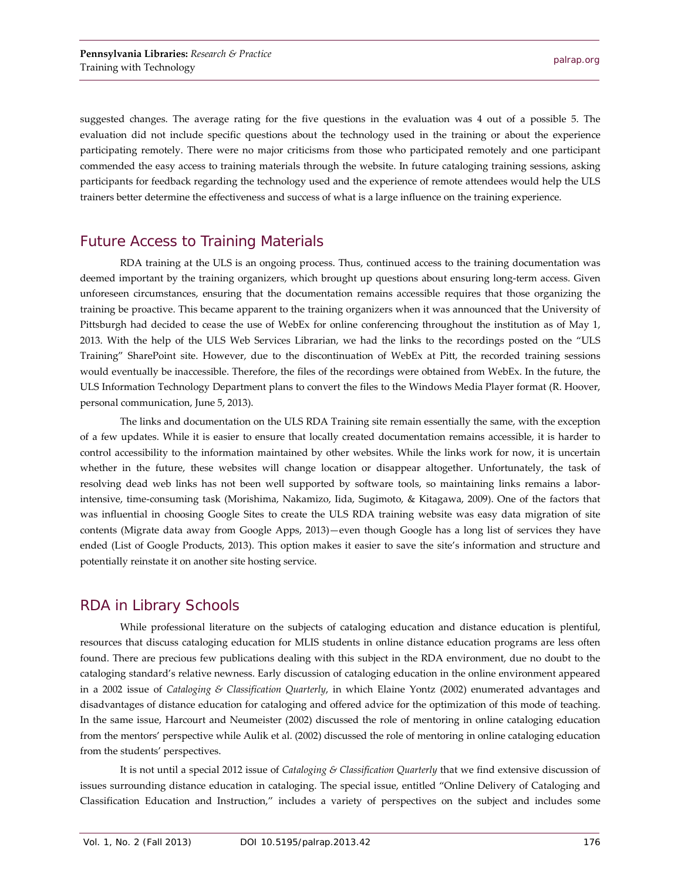suggested changes. The average rating for the five questions in the evaluation was 4 out of a possible 5. The evaluation did not include specific questions about the technology used in the training or about the experience participating remotely. There were no major criticisms from those who participated remotely and one participant commended the easy access to training materials through the website. In future cataloging training sessions, asking participants for feedback regarding the technology used and the experience of remote attendees would help the ULS trainers better determine the effectiveness and success of what is a large influence on the training experience.

## Future Access to Training Materials

RDA training at the ULS is an ongoing process. Thus, continued access to the training documentation was deemed important by the training organizers, which brought up questions about ensuring long-term access. Given unforeseen circumstances, ensuring that the documentation remains accessible requires that those organizing the training be proactive. This became apparent to the training organizers when it was announced that the University of Pittsburgh had decided to cease the use of WebEx for online conferencing throughout the institution as of May 1, 2013. With the help of the ULS Web Services Librarian, we had the links to the recordings posted on the "ULS Training" SharePoint site. However, due to the discontinuation of WebEx at Pitt, the recorded training sessions would eventually be inaccessible. Therefore, the files of the recordings were obtained from WebEx. In the future, the ULS Information Technology Department plans to convert the files to the Windows Media Player format (R. Hoover, personal communication, June 5, 2013).

The links and documentation on the ULS RDA Training site remain essentially the same, with the exception of a few updates. While it is easier to ensure that locally created documentation remains accessible, it is harder to control accessibility to the information maintained by other websites. While the links work for now, it is uncertain whether in the future, these websites will change location or disappear altogether. Unfortunately, the task of resolving dead web links has not been well supported by software tools, so maintaining links remains a labor-intensive, time-consuming task (Morishima, Nakamizo, Iida, Sugimoto, & Kitagawa, 2009). One of the factors that was influential in choosing Google Sites to create the ULS RDA training website was easy data migration of site contents (Migrate data away from Google Apps, 2013)—even though Google has a long list of services they have ended (List of Google Products, 2013). This option makes it easier to save the site's information and structure and potentially reinstate it on another site hosting service.

## RDA in Library Schools

While professional literature on the subjects of cataloging education and distance education is plentiful, resources that discuss cataloging education for MLIS students in online distance education programs are less often found. There are precious few publications dealing with this subject in the RDA environment, due no doubt to the cataloging standard's relative newness. Early discussion of cataloging education in the online environment appeared in a 2002 issue of *Cataloging & Classification Quarterly*, in which Elaine Yontz (2002) enumerated advantages and disadvantages of distance education for cataloging and offered advice for the optimization of this mode of teaching. In the same issue, Harcourt and Neumeister (2002) discussed the role of mentoring in online cataloging education from the mentors' perspective while Aulik et al. (2002) discussed the role of mentoring in online cataloging education from the students' perspectives.

It is not until a special 2012 issue of *Cataloging & Classification Quarterly* that we find extensive discussion of issues surrounding distance education in cataloging. The special issue, entitled "Online Delivery of Cataloging and Classification Education and Instruction," includes a variety of perspectives on the subject and includes some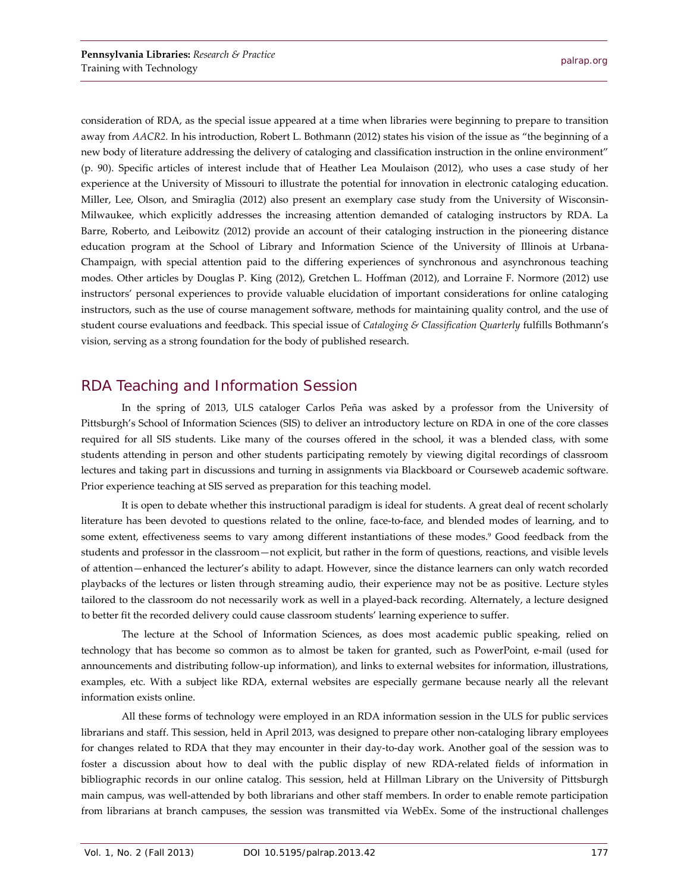consideration of RDA, as the special issue appeared at a time when libraries were beginning to prepare to transition away from *AACR2*. In his introduction, Robert L. Bothmann (2012) states his vision of the issue as "the beginning of a new body of literature addressing the delivery of cataloging and classification instruction in the online environment" (p. 90). Specific articles of interest include that of Heather Lea Moulaison (2012), who uses a case study of her experience at the University of Missouri to illustrate the potential for innovation in electronic cataloging education. Miller, Lee, Olson, and Smiraglia (2012) also present an exemplary case study from the University of Wisconsin-Milwaukee, which explicitly addresses the increasing attention demanded of cataloging instructors by RDA. La Barre, Roberto, and Leibowitz (2012) provide an account of their cataloging instruction in the pioneering distance education program at the School of Library and Information Science of the University of Illinois at Urbana-Champaign, with special attention paid to the differing experiences of synchronous and asynchronous teaching modes. Other articles by Douglas P. King (2012), Gretchen L. Hoffman (2012), and Lorraine F. Normore (2012) use instructors' personal experiences to provide valuable elucidation of important considerations for online cataloging instructors, such as the use of course management software, methods for maintaining quality control, and the use of student course evaluations and feedback. This special issue of *Cataloging & Classification Quarterly* fulfills Bothmann's vision, serving as a strong foundation for the body of published research.

## RDA Teaching and Information Session

In the spring of 2013, ULS cataloger Carlos Peña was asked by a professor from the University of Pittsburgh's School of Information Sciences (SIS) to deliver an introductory lecture on RDA in one of the core classes required for all SIS students. Like many of the courses offered in the school, it was a blended class, with some students attending in person and other students participating remotely by viewing digital recordings of classroom lectures and taking part in discussions and turning in assignments via Blackboard or Courseweb academic software. Prior experience teaching at SIS served as preparation for this teaching model.

It is open to debate whether this instructional paradigm is ideal for students. A great deal of recent scholarly literature has been devoted to questions related to the online, face-to-face, and blended modes of learning, and to some extent, effectiveness seems to vary among different instantiations of these modes.[9] Good feedback from the students and professor in the classroom—not explicit, but rather in the form of questions, reactions, and visible levels of attention—enhanced the lecturer's ability to adapt. However, since the distance learners can only watch recorded playbacks of the lectures or listen through streaming audio, their experience may not be as positive. Lecture styles tailored to the classroom do not necessarily work as well in a played-back recording. Alternately, a lecture designed to better fit the recorded delivery could cause classroom students' learning experience to suffer.

The lecture at the School of Information Sciences, as does most academic public speaking, relied on technology that has become so common as to almost be taken for granted, such as PowerPoint, e-mail (used for announcements and distributing follow-up information), and links to external websites for information, illustrations, examples, etc. With a subject like RDA, external websites are especially germane because nearly all the relevant information exists online.

All these forms of technology were employed in an RDA information session in the ULS for public services librarians and staff. This session, held in April 2013, was designed to prepare other non-cataloging library employees for changes related to RDA that they may encounter in their day-to-day work. Another goal of the session was to foster a discussion about how to deal with the public display of new RDA-related fields of information in bibliographic records in our online catalog. This session, held at Hillman Library on the University of Pittsburgh main campus, was well-attended by both librarians and other staff members. In order to enable remote participation from librarians at branch campuses, the session was transmitted via WebEx. Some of the instructional challenges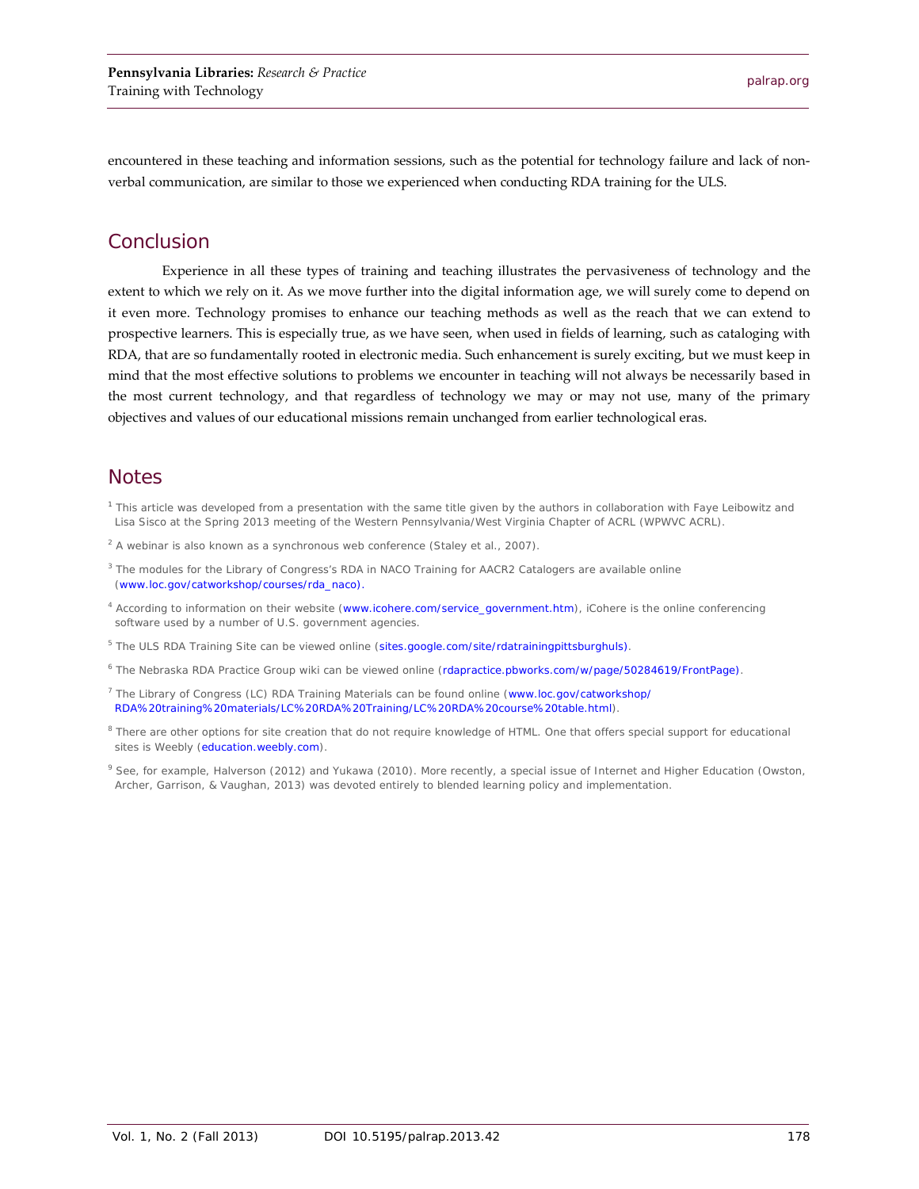encountered in these teaching and information sessions, such as the potential for technology failure and lack of non-verbal communication, are similar to those we experienced when conducting RDA training for the ULS.

## Conclusion

Experience in all these types of training and teaching illustrates the pervasiveness of technology and the extent to which we rely on it. As we move further into the digital information age, we will surely come to depend on it even more. Technology promises to enhance our teaching methods as well as the reach that we can extend to prospective learners. This is especially true, as we have seen, when used in fields of learning, such as cataloging with RDA, that are so fundamentally rooted in electronic media. Such enhancement is surely exciting, but we must keep in mind that the most effective solutions to problems we encounter in teaching will not always be necessarily based in the most current technology, and that regardless of technology we may or may not use, many of the primary objectives and values of our educational missions remain unchanged from earlier technological eras.

## Notes

[1] This article was developed from a presentation with the same title given by the authors in collaboration with Faye Leibowitz and Lisa Sisco at the Spring 2013 meeting of the Western Pennsylvania/West Virginia Chapter of ACRL (WPWVC ACRL).

[2] A webinar is also known as a synchronous web conference (Staley et al., 2007).

[3] The modules for the Library of Congress's RDA in NACO Training for AACR2 Catalogers are available online (www.loc.gov/catworkshop/courses/rda_naco).

[4] According to information on their website (www.icohere.com/service_government.htm), iCohere is the online conferencing software used by a number of U.S. government agencies.

[5] The ULS RDA Training Site can be viewed online (sites.google.com/site/rdatrainingpittsburghuls).

[6] The Nebraska RDA Practice Group wiki can be viewed online (rdapractice.pbworks.com/w/page/50284619/FrontPage).

[7] The Library of Congress (LC) RDA Training Materials can be found online (www.loc.gov/catworkshop/RDA%20training%20materials/LC%20RDA%20Training/LC%20RDA%20course%20table.html).

[8] There are other options for site creation that do not require knowledge of HTML. One that offers special support for educational sites is Weebly (education.weebly.com).

[9] See, for example, Halverson (2012) and Yukawa (2010). More recently, a special issue of Internet and Higher Education (Owston, Archer, Garrison, & Vaughan, 2013) was devoted entirely to blended learning policy and implementation.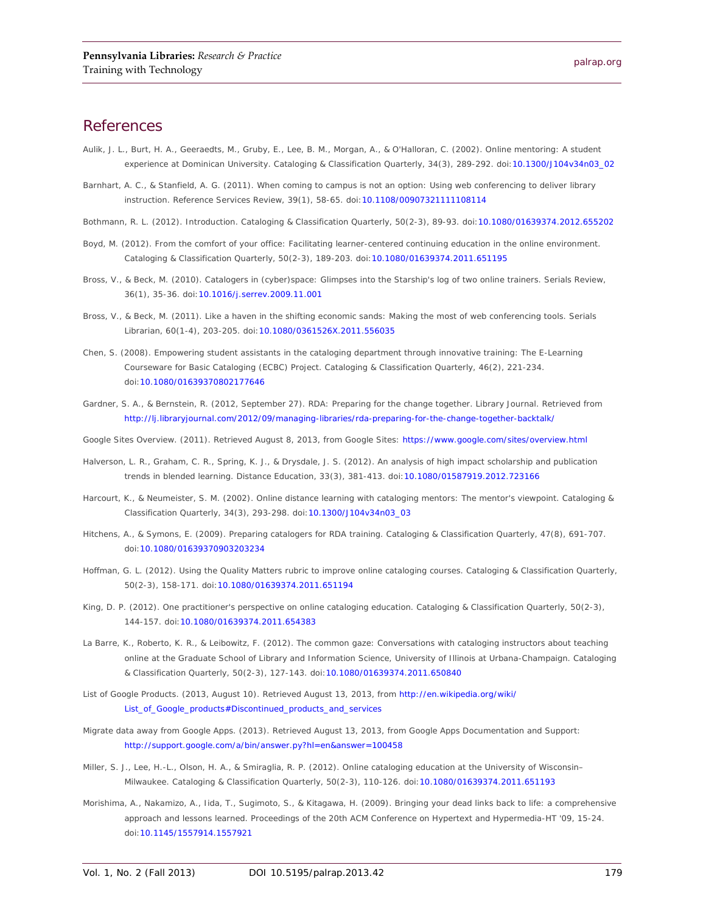## References

Aulik, J. L., Burt, H. A., Geeraedts, M., Gruby, E., Lee, B. M., Morgan, A., & O'Halloran, C. (2002). Online mentoring: A student experience at Dominican University. Cataloging & Classification Quarterly, 34(3), 289-292. doi:10.1300/J104v34n03_02

Barnhart, A. C., & Stanfield, A. G. (2011). When coming to campus is not an option: Using web conferencing to deliver library instruction. Reference Services Review, 39(1), 58-65. doi:10.1108/00907321111108114

Bothmann, R. L. (2012). Introduction. Cataloging & Classification Quarterly, 50(2-3), 89-93. doi:10.1080/01639374.2012.655202

Boyd, M. (2012). From the comfort of your office: Facilitating learner-centered continuing education in the online environment. Cataloging & Classification Quarterly, 50(2-3), 189-203. doi:10.1080/01639374.2011.651195

Bross, V., & Beck, M. (2010). Catalogers in (cyber)space: Glimpses into the Starship's log of two online trainers. Serials Review, 36(1), 35-36. doi:10.1016/j.serrev.2009.11.001

Bross, V., & Beck, M. (2011). Like a haven in the shifting economic sands: Making the most of web conferencing tools. Serials Librarian, 60(1-4), 203-205. doi:10.1080/0361526X.2011.556035

Chen, S. (2008). Empowering student assistants in the cataloging department through innovative training: The E-Learning Courseware for Basic Cataloging (ECBC) Project. Cataloging & Classification Quarterly, 46(2), 221-234. doi:10.1080/01639370802177646

Gardner, S. A., & Bernstein, R. (2012, September 27). RDA: Preparing for the change together. Library Journal. Retrieved from http://lj.libraryjournal.com/2012/09/managing-libraries/rda-preparing-for-the-change-together-backtalk/

Google Sites Overview. (2011). Retrieved August 8, 2013, from Google Sites: https://www.google.com/sites/overview.html

Halverson, L. R., Graham, C. R., Spring, K. J., & Drysdale, J. S. (2012). An analysis of high impact scholarship and publication trends in blended learning. Distance Education, 33(3), 381-413. doi:10.1080/01587919.2012.723166

Harcourt, K., & Neumeister, S. M. (2002). Online distance learning with cataloging mentors: The mentor's viewpoint. Cataloging & Classification Quarterly, 34(3), 293-298. doi:10.1300/J104v34n03_03

Hitchens, A., & Symons, E. (2009). Preparing catalogers for RDA training. Cataloging & Classification Quarterly, 47(8), 691-707. doi:10.1080/01639370903203234

Hoffman, G. L. (2012). Using the Quality Matters rubric to improve online cataloging courses. Cataloging & Classification Quarterly, 50(2-3), 158-171. doi:10.1080/01639374.2011.651194

King, D. P. (2012). One practitioner's perspective on online cataloging education. Cataloging & Classification Quarterly, 50(2-3), 144-157. doi:10.1080/01639374.2011.654383

La Barre, K., Roberto, K. R., & Leibowitz, F. (2012). The common gaze: Conversations with cataloging instructors about teaching online at the Graduate School of Library and Information Science, University of Illinois at Urbana-Champaign. Cataloging & Classification Quarterly, 50(2-3), 127-143. doi:10.1080/01639374.2011.650840

List of Google Products. (2013, August 10). Retrieved August 13, 2013, from http://en.wikipedia.org/wiki/List_of_Google_products#Discontinued_products_and_services

Migrate data away from Google Apps. (2013). Retrieved August 13, 2013, from Google Apps Documentation and Support: http://support.google.com/a/bin/answer.py?hl=en&answer=100458

Miller, S. J., Lee, H.-L., Olson, H. A., & Smiraglia, R. P. (2012). Online cataloging education at the University of Wisconsin–Milwaukee. Cataloging & Classification Quarterly, 50(2-3), 110-126. doi:10.1080/01639374.2011.651193

Morishima, A., Nakamizo, A., Iida, T., Sugimoto, S., & Kitagawa, H. (2009). Bringing your dead links back to life: a comprehensive approach and lessons learned. Proceedings of the 20th ACM Conference on Hypertext and Hypermedia-HT '09, 15-24. doi:10.1145/1557914.1557921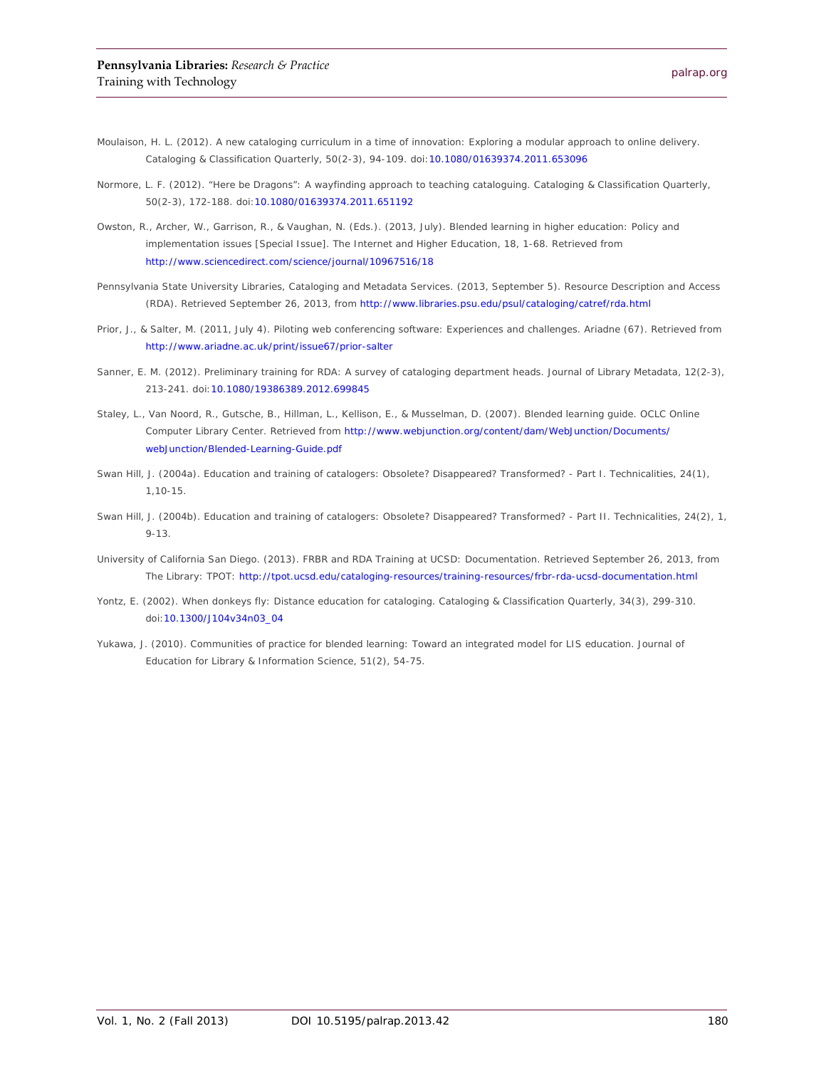Moulaison, H. L. (2012). A new cataloging curriculum in a time of innovation: Exploring a modular approach to online delivery. Cataloging & Classification Quarterly, 50(2-3), 94-109. doi:10.1080/01639374.2011.653096

Normore, L. F. (2012). "Here be Dragons": A wayfinding approach to teaching cataloguing. Cataloging & Classification Quarterly, 50(2-3), 172-188. doi:10.1080/01639374.2011.651192

Owston, R., Archer, W., Garrison, R., & Vaughan, N. (Eds.). (2013, July). Blended learning in higher education: Policy and implementation issues [Special Issue]. The Internet and Higher Education, 18, 1-68. Retrieved from http://www.sciencedirect.com/science/journal/10967516/18

Pennsylvania State University Libraries, Cataloging and Metadata Services. (2013, September 5). Resource Description and Access (RDA). Retrieved September 26, 2013, from http://www.libraries.psu.edu/psul/cataloging/catref/rda.html

Prior, J., & Salter, M. (2011, July 4). Piloting web conferencing software: Experiences and challenges. Ariadne (67). Retrieved from http://www.ariadne.ac.uk/print/issue67/prior-salter

Sanner, E. M. (2012). Preliminary training for RDA: A survey of cataloging department heads. Journal of Library Metadata, 12(2-3), 213-241. doi:10.1080/19386389.2012.699845

Staley, L., Van Noord, R., Gutsche, B., Hillman, L., Kellison, E., & Musselman, D. (2007). Blended learning guide. OCLC Online Computer Library Center. Retrieved from http://www.webjunction.org/content/dam/WebJunction/Documents/webJunction/Blended-Learning-Guide.pdf

Swan Hill, J. (2004a). Education and training of catalogers: Obsolete? Disappeared? Transformed? - Part I. Technicalities, 24(1), 1,10-15.

Swan Hill, J. (2004b). Education and training of catalogers: Obsolete? Disappeared? Transformed? - Part II. Technicalities, 24(2), 1, 9-13.

University of California San Diego. (2013). FRBR and RDA Training at UCSD: Documentation. Retrieved September 26, 2013, from The Library: TPOT: http://tpot.ucsd.edu/cataloging-resources/training-resources/frbr-rda-ucsd-documentation.html

Yontz, E. (2002). When donkeys fly: Distance education for cataloging. Cataloging & Classification Quarterly, 34(3), 299-310. doi:10.1300/J104v34n03_04

Yukawa, J. (2010). Communities of practice for blended learning: Toward an integrated model for LIS education. Journal of Education for Library & Information Science, 51(2), 54-75.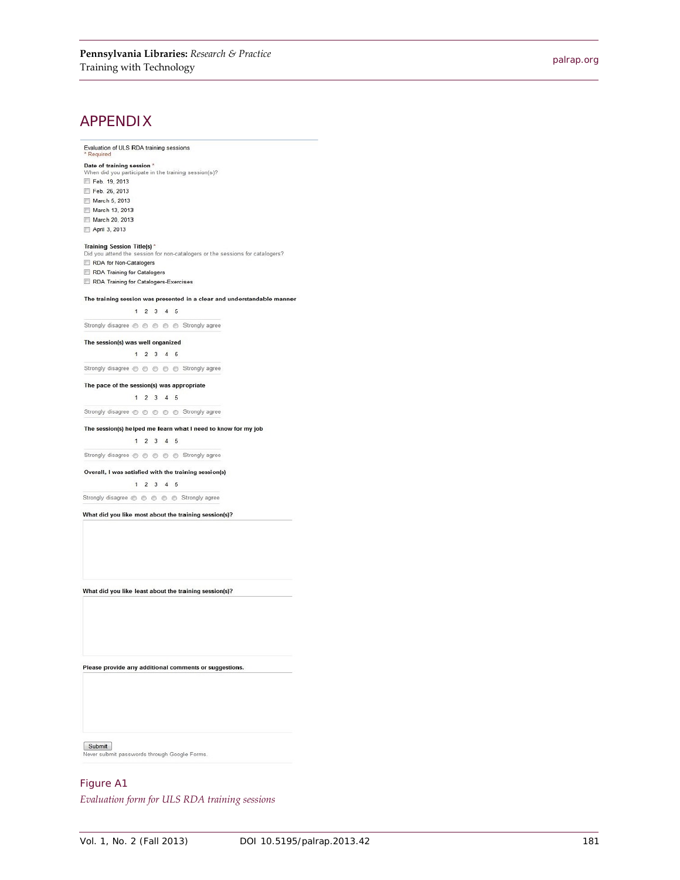# APPENDIX

Evaluation of ULS RDA training sessions
\* Required

**Date of training session** \*
When did you participate in the training session(s)?

- ☐ Feb. 19, 2013
- ☐ Feb. 26, 2013
- ☐ March 5, 2013
- ☐ March 13, 2013
- ☐ March 20, 2013
- ☐ April 3, 2013

**Training Session Title(s)** \*
Did you attend the session for non-catalogers or the sessions for catalogers?

- ☐ RDA for Non-Catalogers
- ☐ RDA Training for Catalogers
- ☐ RDA Training for Catalogers-Exercises

**The training session was presented in a clear and understandable manner**

| | 1 | 2 | 3 | 4 | 5 | |
|---|---|---|---|---|---|---|
| Strongly disagree | ○ | ○ | ○ | ○ | ○ | Strongly agree |

**The session(s) was well organized**

| | 1 | 2 | 3 | 4 | 5 | |
|---|---|---|---|---|---|---|
| Strongly disagree | ○ | ○ | ○ | ○ | ○ | Strongly agree |

**The pace of the session(s) was appropriate**

| | 1 | 2 | 3 | 4 | 5 | |
|---|---|---|---|---|---|---|
| Strongly disagree | ○ | ○ | ○ | ○ | ○ | Strongly agree |

**The session(s) helped me learn what I need to know for my job**

| | 1 | 2 | 3 | 4 | 5 | |
|---|---|---|---|---|---|---|
| Strongly disagree | ○ | ○ | ○ | ○ | ○ | Strongly agree |

**Overall, I was satisfied with the training session(s)**

| | 1 | 2 | 3 | 4 | 5 | |
|---|---|---|---|---|---|---|
| Strongly disagree | ○ | ○ | ○ | ○ | ○ | Strongly agree |

**What did you like most about the training session(s)?**

**What did you like least about the training session(s)?**

**Please provide any additional comments or suggestions.**

Submit

Never submit passwords through Google Forms.

Figure A1

*Evaluation form for ULS RDA training sessions*